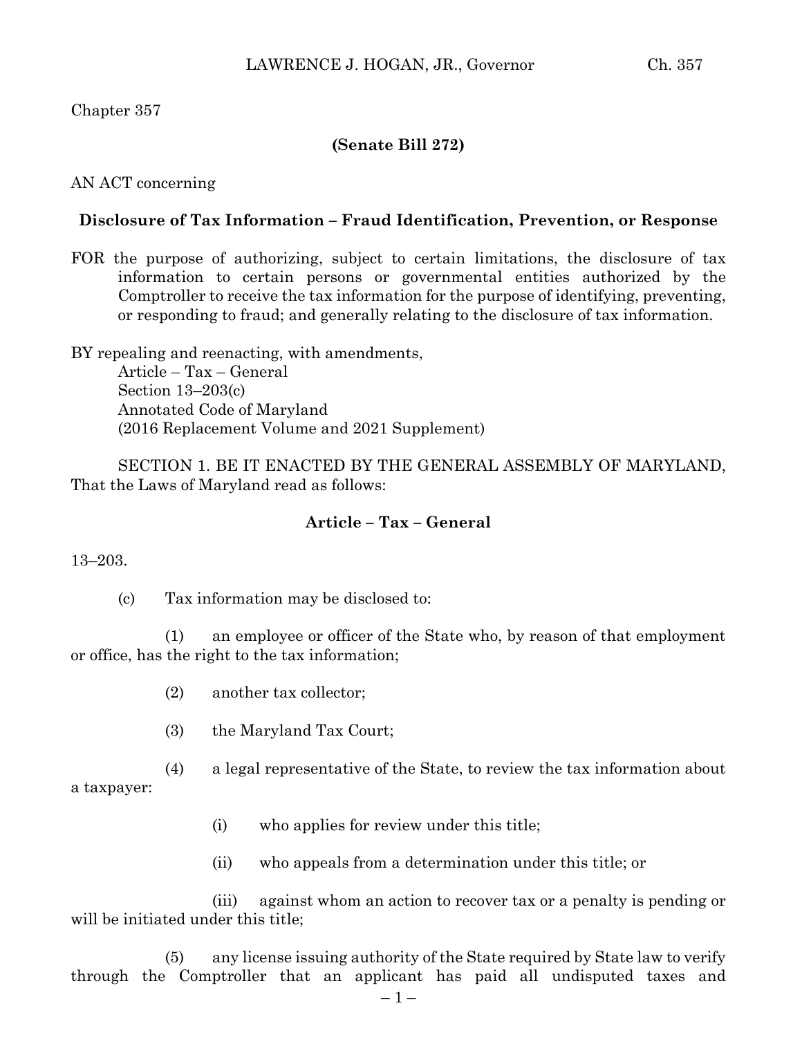Chapter 357

**(Senate Bill 272)**

AN ACT concerning

**Disclosure of Tax Information – Fraud Identification, Prevention, or Response**

FOR the purpose of authorizing, subject to certain limitations, the disclosure of tax information to certain persons or governmental entities authorized by the Comptroller to receive the tax information for the purpose of identifying, preventing, or responding to fraud; and generally relating to the disclosure of tax information.

BY repealing and reenacting, with amendments,
Article – Tax – General
Section 13–203(c)
Annotated Code of Maryland
(2016 Replacement Volume and 2021 Supplement)

SECTION 1. BE IT ENACTED BY THE GENERAL ASSEMBLY OF MARYLAND, That the Laws of Maryland read as follows:

**Article – Tax – General**

13–203.

(c) Tax information may be disclosed to:

(1) an employee or officer of the State who, by reason of that employment or office, has the right to the tax information;

(2) another tax collector;

(3) the Maryland Tax Court;

(4) a legal representative of the State, to review the tax information about a taxpayer:

(i) who applies for review under this title;

(ii) who appeals from a determination under this title; or

(iii) against whom an action to recover tax or a penalty is pending or will be initiated under this title;

(5) any license issuing authority of the State required by State law to verify through the Comptroller that an applicant has paid all undisputed taxes and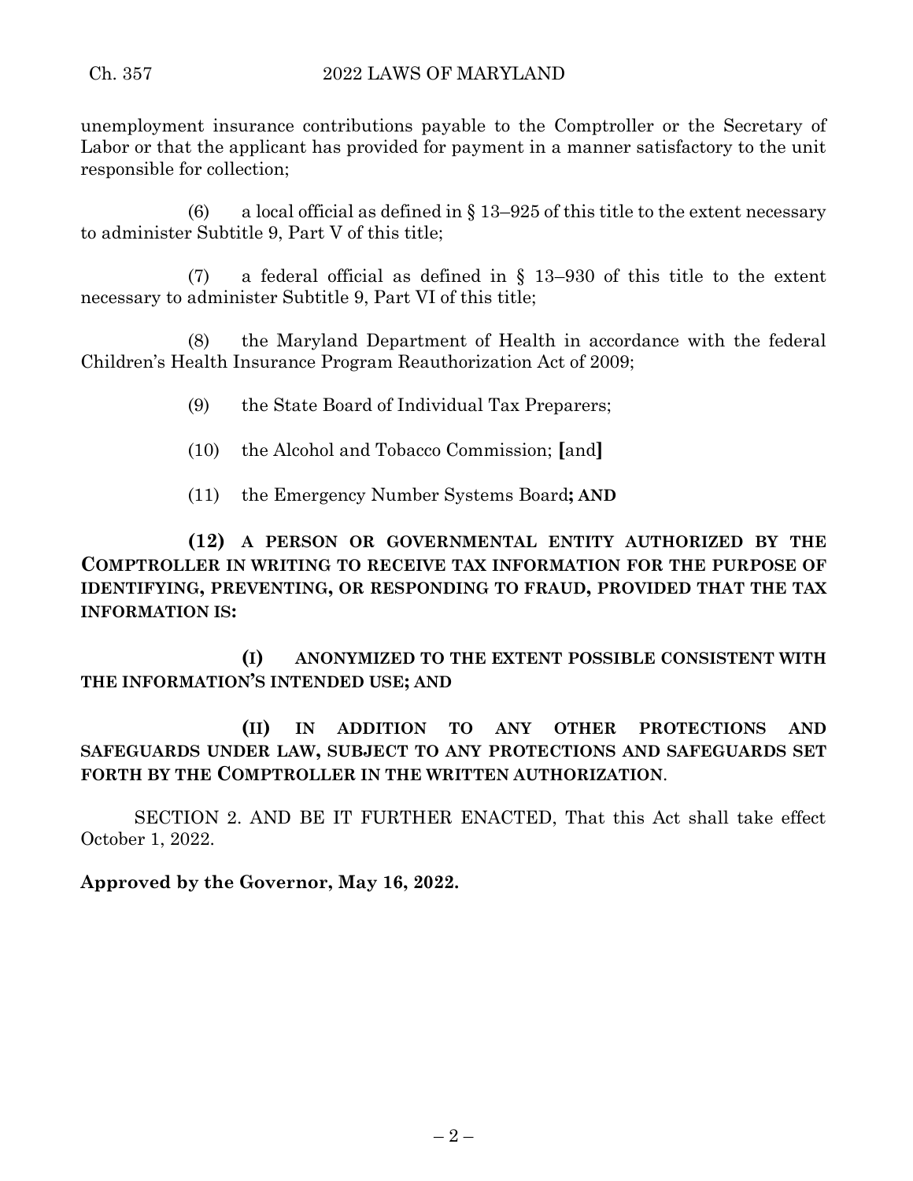unemployment insurance contributions payable to the Comptroller or the Secretary of Labor or that the applicant has provided for payment in a manner satisfactory to the unit responsible for collection;

(6) a local official as defined in § 13–925 of this title to the extent necessary to administer Subtitle 9, Part V of this title;

(7) a federal official as defined in § 13–930 of this title to the extent necessary to administer Subtitle 9, Part VI of this title;

(8) the Maryland Department of Health in accordance with the federal Children's Health Insurance Program Reauthorization Act of 2009;

(9) the State Board of Individual Tax Preparers;

(10) the Alcohol and Tobacco Commission; **[**and**]**

(11) the Emergency Number Systems Board**; AND**

**(12) A PERSON OR GOVERNMENTAL ENTITY AUTHORIZED BY THE COMPTROLLER IN WRITING TO RECEIVE TAX INFORMATION FOR THE PURPOSE OF IDENTIFYING, PREVENTING, OR RESPONDING TO FRAUD, PROVIDED THAT THE TAX INFORMATION IS:**

**(I) ANONYMIZED TO THE EXTENT POSSIBLE CONSISTENT WITH THE INFORMATION'S INTENDED USE; AND**

**(II) IN ADDITION TO ANY OTHER PROTECTIONS AND SAFEGUARDS UNDER LAW, SUBJECT TO ANY PROTECTIONS AND SAFEGUARDS SET FORTH BY THE COMPTROLLER IN THE WRITTEN AUTHORIZATION**.

SECTION 2. AND BE IT FURTHER ENACTED, That this Act shall take effect October 1, 2022.

**Approved by the Governor, May 16, 2022.**